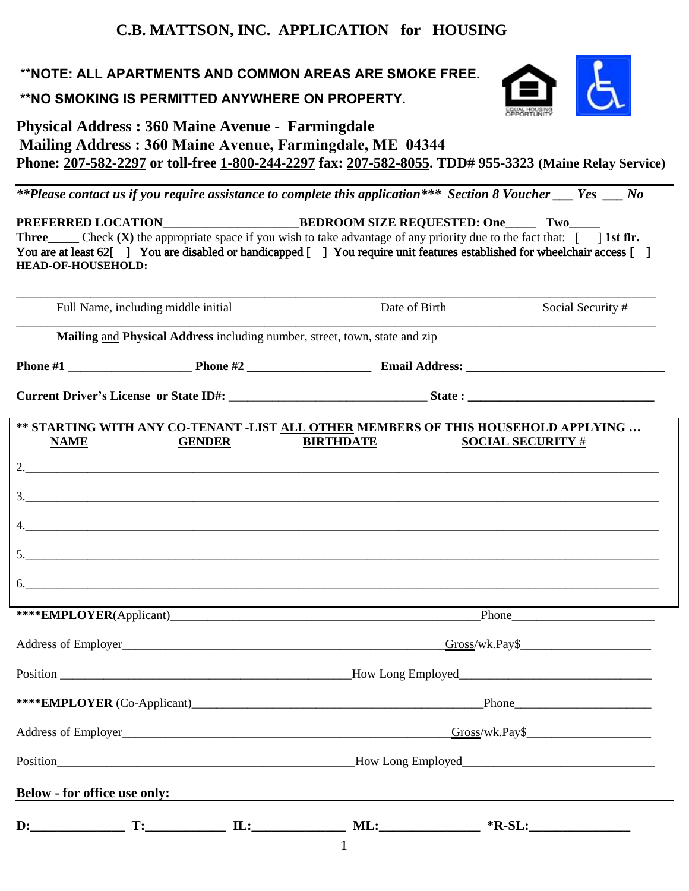# C.B. MATTSON, INC. APPLICATION for HOUSING

**NOTE: ALL APARTMENTS AND COMMON AREAS ARE SMOKE FREE.**

**NO SMOKING IS PERMITTED ANYWHERE ON PROPERTY.**

**Physical Address : 360 Maine Avenue - Farmingdale**
**Mailing Address : 360 Maine Avenue, Farmingdale, ME 04344**
**Phone: 207-582-2297 or toll-free 1-800-244-2297 fax: 207-582-8055. TDD# 955-3323 (Maine Relay Service)**

***\*\*Please contact us if you require assistance to complete this application\*\*\**** ***Section 8 Voucher ___ Yes ___ No***

**PREFERRED LOCATION______________________BEDROOM SIZE REQUESTED: One_____ Two_____ Three_____** Check **(X)** the appropriate space if you wish to take advantage of any priority due to the fact that: [ ] **1st flr.** You are at least 62[ ] You are disabled or handicapped [ ] You require unit features established for wheelchair access [ ]

**HEAD-OF-HOUSEHOLD:**

_______________________________________________________________________________

Full Name, including middle initial | Date of Birth | Social Security #

_______________________________________________________________________________

**Mailing** and **Physical Address** including number, street, town, state and zip

**Phone #1** ____________________ **Phone #2** ____________________ **Email Address:** ______________________________

**Current Driver's License or State ID#:** ________________________________ **State :** ______________________________

**\*\* STARTING WITH ANY CO-TENANT -LIST ALL OTHER MEMBERS OF THIS HOUSEHOLD APPLYING …**

| NAME | GENDER | BIRTHDATE | SOCIAL SECURITY # |
|---|---|---|---|
| 2. | | | |
| 3. | | | |
| 4. | | | |
| 5. | | | |
| 6. | | | |

**\*\*\*\*EMPLOYER**(Applicant)__________________________________________________ Phone______________________

Address of Employer______________________________________________________ Gross/wk.Pay$____________________

Position ________________________________________________ How Long Employed______________________________

**\*\*\*\*EMPLOYER** (Co-Applicant)______________________________________________ Phone______________________

Address of Employer______________________________________________________ Gross/wk.Pay$____________________

Position________________________________________________ How Long Employed______________________________

**Below - for office use only:**

**D:______________ T:____________ IL:______________ ML:_______________ \*R-SL:_______________**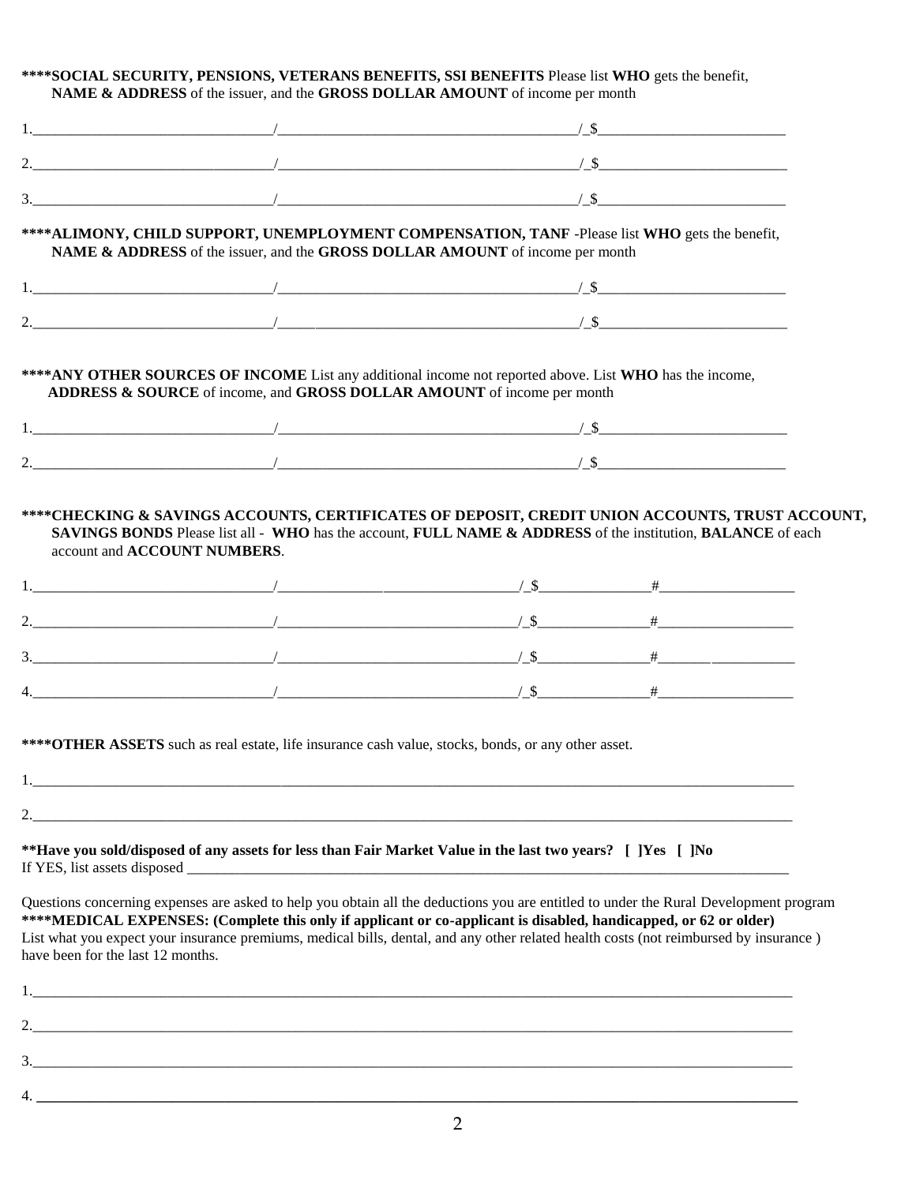**\*\*\*\*SOCIAL SECURITY, PENSIONS, VETERANS BENEFITS, SSI BENEFITS** Please list **WHO** gets the benefit, **NAME & ADDRESS** of the issuer, and the **GROSS DOLLAR AMOUNT** of income per month

1.________________________________/________________________________________/_$________________________

2.________________________________/________________________________________/_$________________________

3.________________________________/________________________________________/_$________________________

**\*\*\*\*ALIMONY, CHILD SUPPORT, UNEMPLOYMENT COMPENSATION, TANF** -Please list **WHO** gets the benefit, **NAME & ADDRESS** of the issuer, and the **GROSS DOLLAR AMOUNT** of income per month

1.________________________________/________________________________________/_$________________________

2.________________________________/________________________________________/_$________________________

**\*\*\*\*ANY OTHER SOURCES OF INCOME** List any additional income not reported above. List **WHO** has the income, **ADDRESS & SOURCE** of income, and **GROSS DOLLAR AMOUNT** of income per month

1.________________________________/________________________________________/_$________________________

2.________________________________/________________________________________/_$________________________

**\*\*\*\*CHECKING & SAVINGS ACCOUNTS, CERTIFICATES OF DEPOSIT, CREDIT UNION ACCOUNTS, TRUST ACCOUNT, SAVINGS BONDS** Please list all - **WHO** has the account, **FULL NAME & ADDRESS** of the institution, **BALANCE** of each account and **ACCOUNT NUMBERS**.

1.________________________________/________________________________/_$______________#__________________

2.________________________________/________________________________/_$______________#__________________

3.________________________________/________________________________/_$______________#__________________

4.________________________________/________________________________/_$______________#__________________

**\*\*\*\*OTHER ASSETS** such as real estate, life insurance cash value, stocks, bonds, or any other asset.

1.____________________________________________________________________________________________________

2.____________________________________________________________________________________________________

**\*\*Have you sold/disposed of any assets for less than Fair Market Value in the last two years? [ ]Yes [ ]No**
If YES, list assets disposed ________________________________________________________________________________

Questions concerning expenses are asked to help you obtain all the deductions you are entitled to under the Rural Development program
**\*\*\*\*MEDICAL EXPENSES: (Complete this only if applicant or co-applicant is disabled, handicapped, or 62 or older)**
List what you expect your insurance premiums, medical bills, dental, and any other related health costs (not reimbursed by insurance ) have been for the last 12 months.

1.____________________________________________________________________________________________________

2.____________________________________________________________________________________________________

3.____________________________________________________________________________________________________

4. ____________________________________________________________________________________________________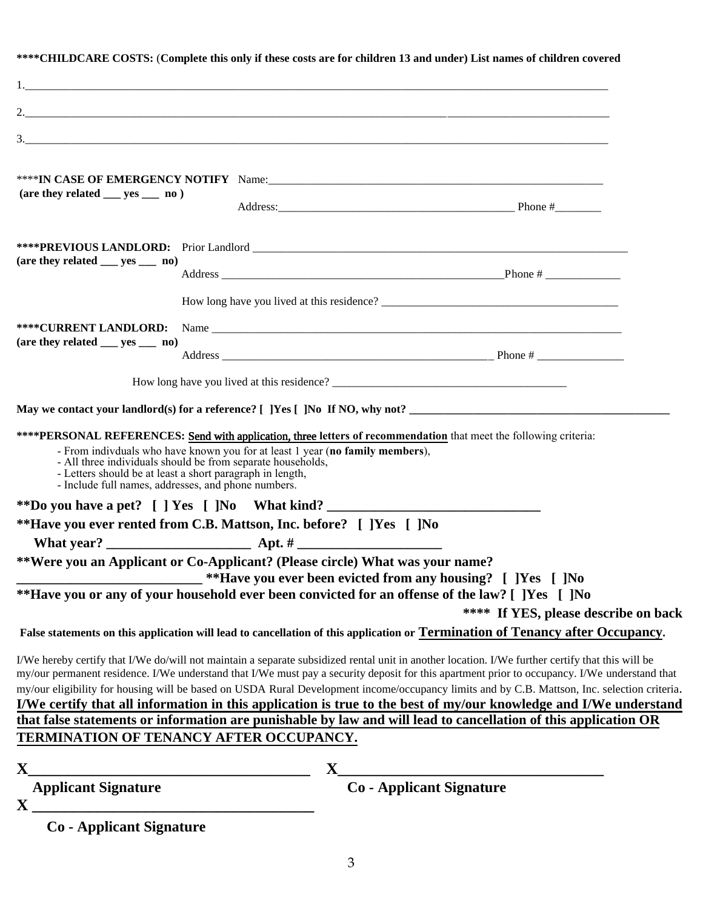**\*\*\*\*CHILDCARE COSTS:** (**Complete this only if these costs are for children 13 and under) List names of children covered**

1.________________________________________________________________________________________________

2.________________________________________________________________________________________________

3.________________________________________________________________________________________________

\*\*\*\***IN CASE OF EMERGENCY NOTIFY** Name:_________________________________________________________
**(are they related ___ yes ___ no )**
Address:_______________________________________ Phone #________

**\*\*\*\*PREVIOUS LANDLORD:** Prior Landlord _______________________________________________________________
**(are they related ___ yes ___ no)**
Address ______________________________________________Phone # ____________

How long have you lived at this residence? _______________________________________

**\*\*\*\*CURRENT LANDLORD:** Name ______________________________________________________________________
**(are they related ___ yes ___ no)**
Address _____________________________________________ Phone # ______________

How long have you lived at this residence? _______________________________________

**May we contact your landlord(s) for a reference? [ ]Yes [ ]No If NO, why not? ___________________________________________**

**\*\*\*\*PERSONAL REFERENCES:** <u>Send with application, three</u> **<u>letters of recommendation</u>** that meet the following criteria:

- From indivduals who have known you for at least 1 year (**no family members**),
- All three individuals should be from separate households,
- Letters should be at least a short paragraph in length,
- Include full names, addresses, and phone numbers.

**\*\*Do you have a pet? [ ] Yes [ ]No What kind? _____________________________**

**\*\*Have you ever rented from C.B. Mattson, Inc. before? [ ]Yes [ ]No**

**What year? ____________________ Apt. # ____________________**

**\*\*Were you an Applicant or Co-Applicant? (Please circle) What was your name?**

**_________________________ \*\*Have you ever been evicted from any housing? [ ]Yes [ ]No**

**\*\*Have you or any of your household ever been convicted for an offense of the law? [ ]Yes [ ]No**

**\*\*\*\* If YES, please describe on back**

**False statements on this application will lead to cancellation of this application or <u>Termination of Tenancy after Occupancy</u>.**

I/We hereby certify that I/We do/will not maintain a separate subsidized rental unit in another location. I/We further certify that this will be my/our permanent residence. I/We understand that I/We must pay a security deposit for this apartment prior to occupancy. I/We understand that my/our eligibility for housing will be based on USDA Rural Development income/occupancy limits and by C.B. Mattson, Inc. selection criteria. **<u>I/We certify that all information in this application is true to the best of my/our knowledge and I/We understand that false statements or information are punishable by law and will lead to cancellation of this application OR TERMINATION OF TENANCY AFTER OCCUPANCY.</u>**

**X_____________________________________** **X___________________________________**

**Applicant Signature** **Co - Applicant Signature**

**X _____________________________________**

**Co - Applicant Signature**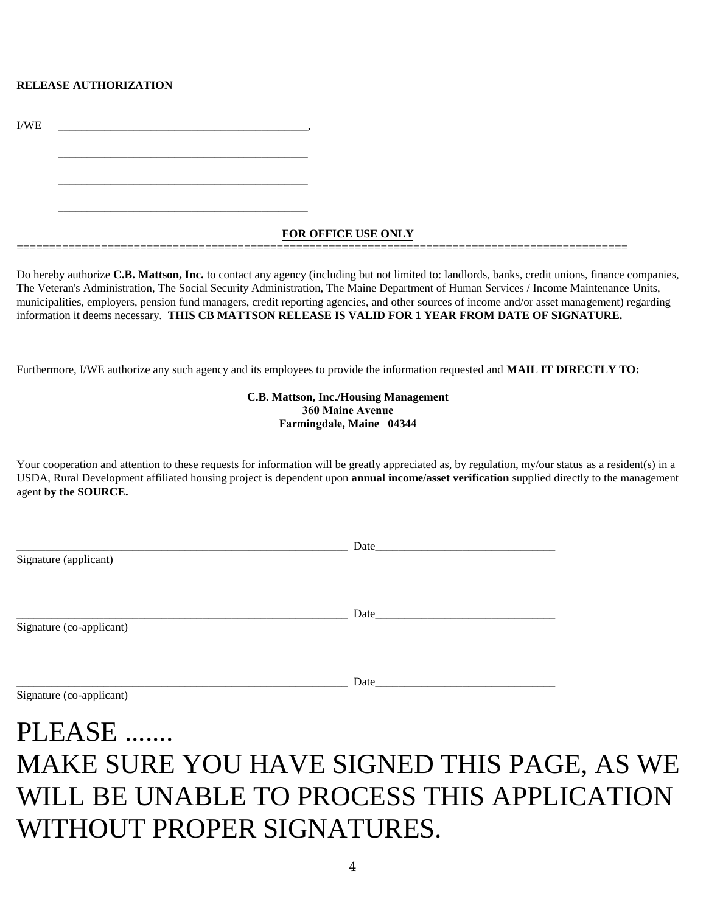**RELEASE AUTHORIZATION**

I/WE ____________________________________________,

____________________________________________

____________________________________________

____________________________________________

**FOR OFFICE USE ONLY**

===========================================================================================

Do hereby authorize **C.B. Mattson, Inc.** to contact any agency (including but not limited to: landlords, banks, credit unions, finance companies, The Veteran's Administration, The Social Security Administration, The Maine Department of Human Services / Income Maintenance Units, municipalities, employers, pension fund managers, credit reporting agencies, and other sources of income and/or asset management) regarding information it deems necessary. **THIS CB MATTSON RELEASE IS VALID FOR 1 YEAR FROM DATE OF SIGNATURE.**

Furthermore, I/WE authorize any such agency and its employees to provide the information requested and **MAIL IT DIRECTLY TO:**

**C.B. Mattson, Inc./Housing Management**
**360 Maine Avenue**
**Farmingdale, Maine 04344**

Your cooperation and attention to these requests for information will be greatly appreciated as, by regulation, my/our status as a resident(s) in a USDA, Rural Development affiliated housing project is dependent upon **annual income/asset verification** supplied directly to the management agent **by the SOURCE.**

____________________________________________________________ Date_______________________________
Signature (applicant)

____________________________________________________________ Date_______________________________
Signature (co-applicant)

____________________________________________________________ Date_______________________________
Signature (co-applicant)

# PLEASE .......
# MAKE SURE YOU HAVE SIGNED THIS PAGE, AS WE WILL BE UNABLE TO PROCESS THIS APPLICATION WITHOUT PROPER SIGNATURES.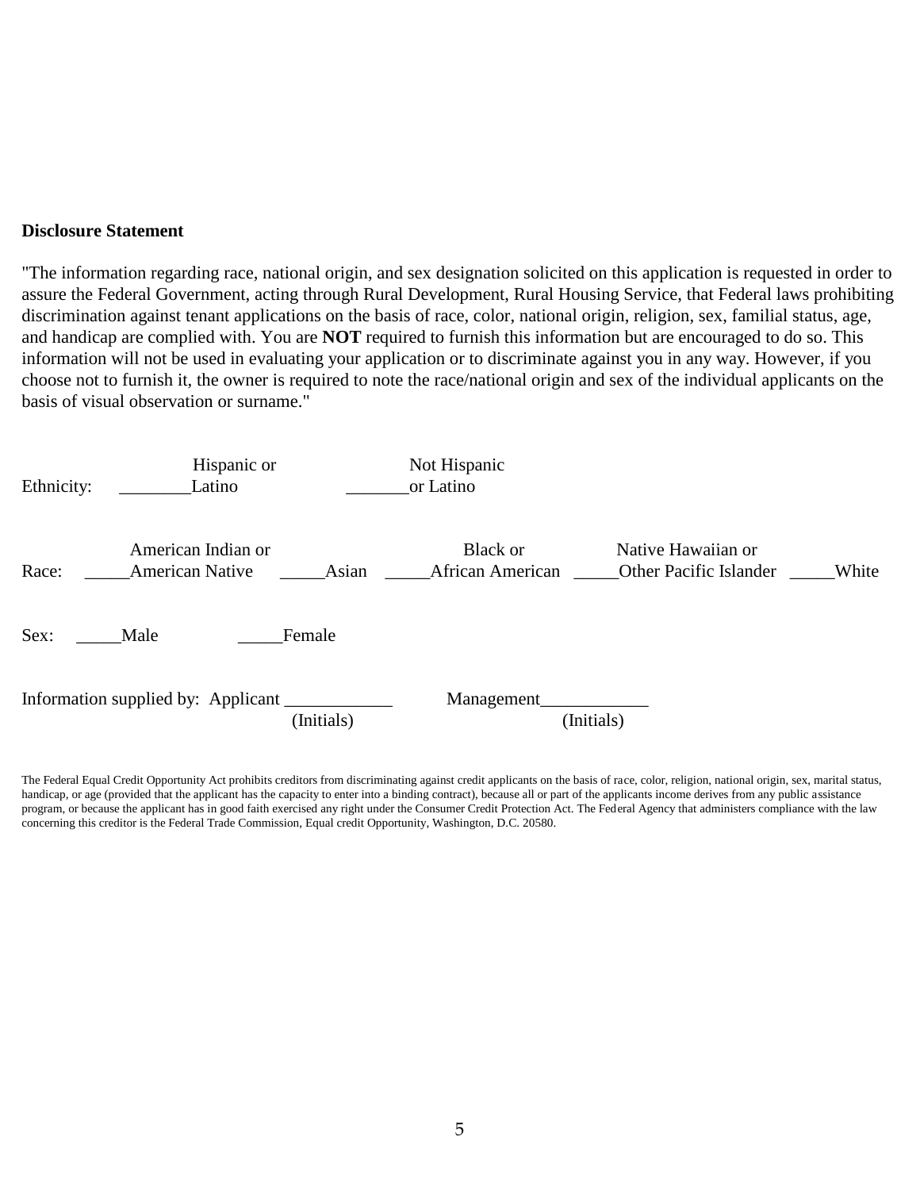**Disclosure Statement**

"The information regarding race, national origin, and sex designation solicited on this application is requested in order to assure the Federal Government, acting through Rural Development, Rural Housing Service, that Federal laws prohibiting discrimination against tenant applications on the basis of race, color, national origin, religion, sex, familial status, age, and handicap are complied with. You are **NOT** required to furnish this information but are encouraged to do so. This information will not be used in evaluating your application or to discriminate against you in any way. However, if you choose not to furnish it, the owner is required to note the race/national origin and sex of the individual applicants on the basis of visual observation or surname."

Ethnicity: ________Hispanic or Latino &nbsp;&nbsp;&nbsp; _______Not Hispanic or Latino

Race: _____American Indian or American Native &nbsp;&nbsp;&nbsp; _____Asian &nbsp;&nbsp;&nbsp; _____Black or African American &nbsp;&nbsp;&nbsp; _____Native Hawaiian or Other Pacific Islander &nbsp;&nbsp;&nbsp; _____White

Sex: _____Male &nbsp;&nbsp;&nbsp; _____Female

Information supplied by: Applicant ___________ (Initials) &nbsp;&nbsp;&nbsp; Management___________ (Initials)

The Federal Equal Credit Opportunity Act prohibits creditors from discriminating against credit applicants on the basis of race, color, religion, national origin, sex, marital status, handicap, or age (provided that the applicant has the capacity to enter into a binding contract), because all or part of the applicants income derives from any public assistance program, or because the applicant has in good faith exercised any right under the Consumer Credit Protection Act. The Federal Agency that administers compliance with the law concerning this creditor is the Federal Trade Commission, Equal credit Opportunity, Washington, D.C. 20580.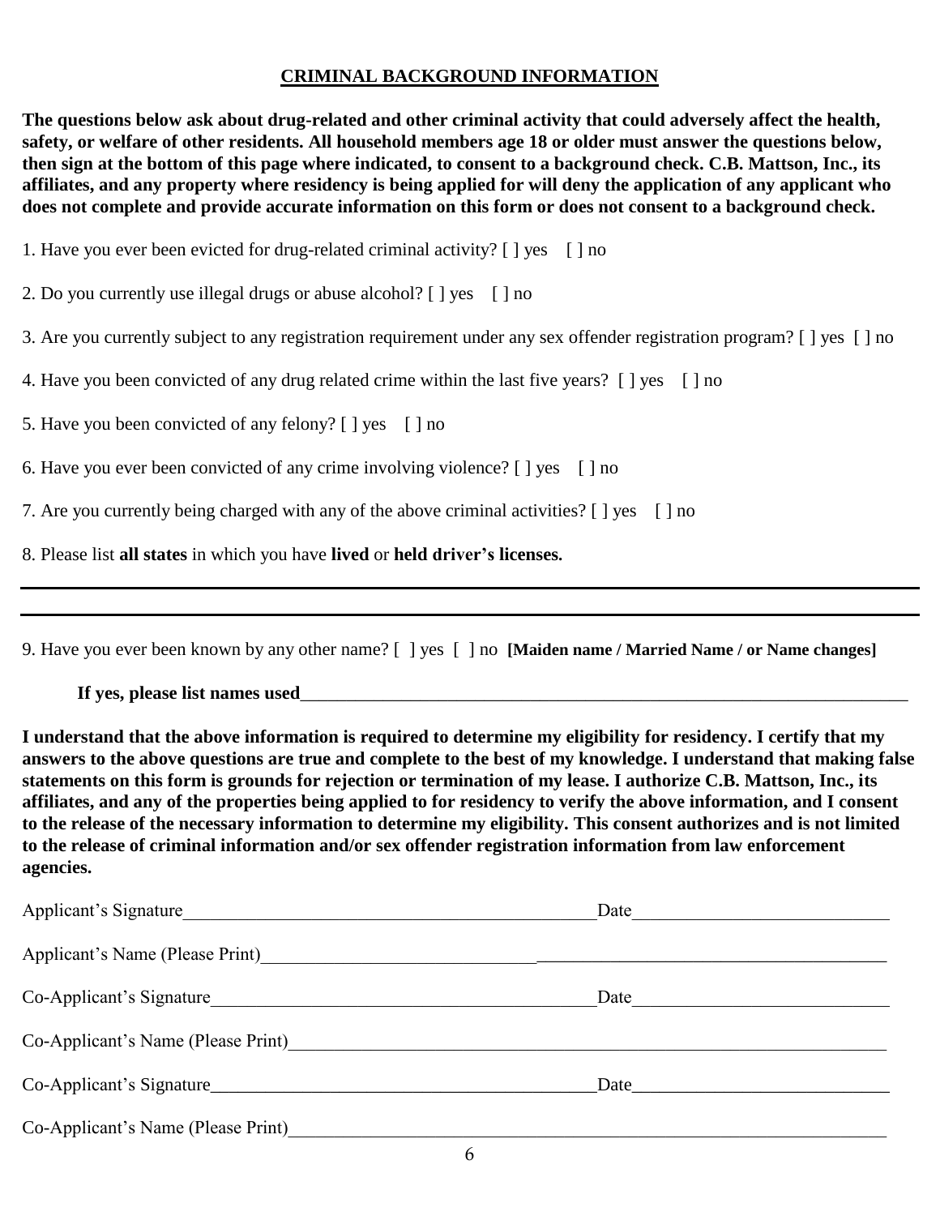## CRIMINAL BACKGROUND INFORMATION

**The questions below ask about drug-related and other criminal activity that could adversely affect the health, safety, or welfare of other residents. All household members age 18 or older must answer the questions below, then sign at the bottom of this page where indicated, to consent to a background check. C.B. Mattson, Inc., its affiliates, and any property where residency is being applied for will deny the application of any applicant who does not complete and provide accurate information on this form or does not consent to a background check.**

1. Have you ever been evicted for drug-related criminal activity? [ ] yes [ ] no

2. Do you currently use illegal drugs or abuse alcohol? [ ] yes [ ] no

3. Are you currently subject to any registration requirement under any sex offender registration program? [ ] yes [ ] no

4. Have you been convicted of any drug related crime within the last five years? [ ] yes [ ] no

5. Have you been convicted of any felony? [ ] yes [ ] no

6. Have you ever been convicted of any crime involving violence? [ ] yes [ ] no

7. Are you currently being charged with any of the above criminal activities? [ ] yes [ ] no

8. Please list **all states** in which you have **lived** or **held driver's licenses.**

_______________________________________________________________________________

_______________________________________________________________________________

9. Have you ever been known by any other name? [ ] yes [ ] no **[Maiden name / Married Name / or Name changes]**

**If yes, please list names used**_______________________________________________________________

**I understand that the above information is required to determine my eligibility for residency. I certify that my answers to the above questions are true and complete to the best of my knowledge. I understand that making false statements on this form is grounds for rejection or termination of my lease. I authorize C.B. Mattson, Inc., its affiliates, and any of the properties being applied to for residency to verify the above information, and I consent to the release of the necessary information to determine my eligibility. This consent authorizes and is not limited to the release of criminal information and/or sex offender registration information from law enforcement agencies.**

Applicant's Signature_____________________________________________ Date___________________________

Applicant's Name (Please Print)____________________________________________________________________

Co-Applicant's Signature__________________________________________ Date___________________________

Co-Applicant's Name (Please Print)_________________________________________________________________

Co-Applicant's Signature__________________________________________ Date___________________________

Co-Applicant's Name (Please Print)_________________________________________________________________